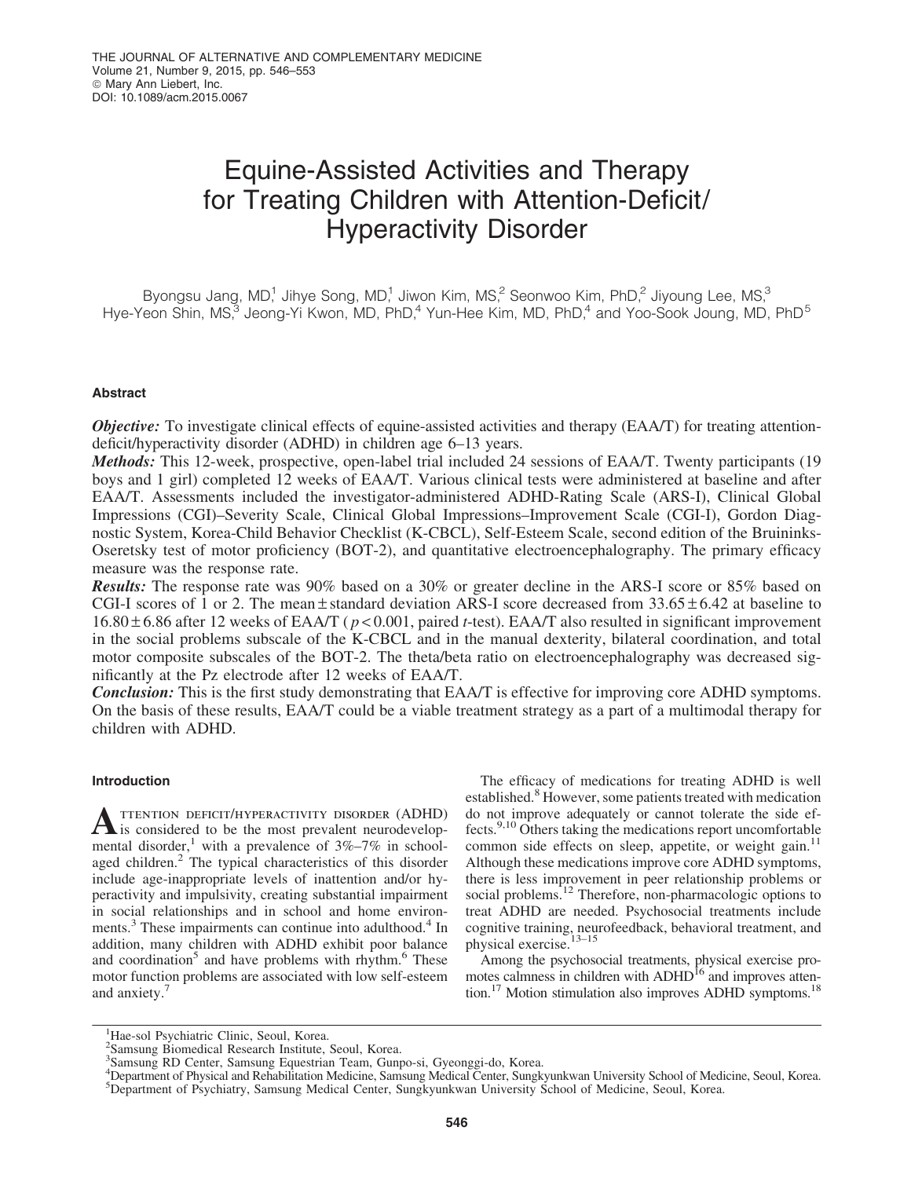# Equine-Assisted Activities and Therapy for Treating Children with Attention-Deficit/Hyperactivity Disorder

Byongsu Jang, MD,[1] Jihye Song, MD,[1] Jiwon Kim, MS,[2] Seonwoo Kim, PhD,[2] Jiyoung Lee, MS,[3] Hye-Yeon Shin, MS,[3] Jeong-Yi Kwon, MD, PhD,[4] Yun-Hee Kim, MD, PhD,[4] and Yoo-Sook Joung, MD, PhD[5]

## Abstract

***Objective:*** To investigate clinical effects of equine-assisted activities and therapy (EAA/T) for treating attention-deficit/hyperactivity disorder (ADHD) in children age 6–13 years.

***Methods:*** This 12-week, prospective, open-label trial included 24 sessions of EAA/T. Twenty participants (19 boys and 1 girl) completed 12 weeks of EAA/T. Various clinical tests were administered at baseline and after EAA/T. Assessments included the investigator-administered ADHD-Rating Scale (ARS-I), Clinical Global Impressions (CGI)–Severity Scale, Clinical Global Impressions–Improvement Scale (CGI-I), Gordon Diagnostic System, Korea-Child Behavior Checklist (K-CBCL), Self-Esteem Scale, second edition of the Bruininks-Oseretsky test of motor proficiency (BOT-2), and quantitative electroencephalography. The primary efficacy measure was the response rate.

***Results:*** The response rate was 90% based on a 30% or greater decline in the ARS-I score or 85% based on CGI-I scores of 1 or 2. The mean ± standard deviation ARS-I score decreased from 33.65 ± 6.42 at baseline to 16.80 ± 6.86 after 12 weeks of EAA/T ($p < 0.001$, paired $t$-test). EAA/T also resulted in significant improvement in the social problems subscale of the K-CBCL and in the manual dexterity, bilateral coordination, and total motor composite subscales of the BOT-2. The theta/beta ratio on electroencephalography was decreased significantly at the Pz electrode after 12 weeks of EAA/T.

***Conclusion:*** This is the first study demonstrating that EAA/T is effective for improving core ADHD symptoms. On the basis of these results, EAA/T could be a viable treatment strategy as a part of a multimodal therapy for children with ADHD.

## Introduction

Attention deficit/hyperactivity disorder (ADHD) is considered to be the most prevalent neurodevelopmental disorder,[1] with a prevalence of 3%–7% in school-aged children.[2] The typical characteristics of this disorder include age-inappropriate levels of inattention and/or hyperactivity and impulsivity, creating substantial impairment in social relationships and in school and home environments.[3] These impairments can continue into adulthood.[4] In addition, many children with ADHD exhibit poor balance and coordination[5] and have problems with rhythm.[6] These motor function problems are associated with low self-esteem and anxiety.[7]

The efficacy of medications for treating ADHD is well established.[8] However, some patients treated with medication do not improve adequately or cannot tolerate the side effects.[9,10] Others taking the medications report uncomfortable common side effects on sleep, appetite, or weight gain.[11] Although these medications improve core ADHD symptoms, there is less improvement in peer relationship problems or social problems.[12] Therefore, non-pharmacologic options to treat ADHD are needed. Psychosocial treatments include cognitive training, neurofeedback, behavioral treatment, and physical exercise.[13–15]

Among the psychosocial treatments, physical exercise promotes calmness in children with ADHD[16] and improves attention.[17] Motion stimulation also improves ADHD symptoms.[18]

[1]Hae-sol Psychiatric Clinic, Seoul, Korea.
[2]Samsung Biomedical Research Institute, Seoul, Korea.
[3]Samsung RD Center, Samsung Equestrian Team, Gunpo-si, Gyeonggi-do, Korea.
[4]Department of Physical and Rehabilitation Medicine, Samsung Medical Center, Sungkyunkwan University School of Medicine, Seoul, Korea.
[5]Department of Psychiatry, Samsung Medical Center, Sungkyunkwan University School of Medicine, Seoul, Korea.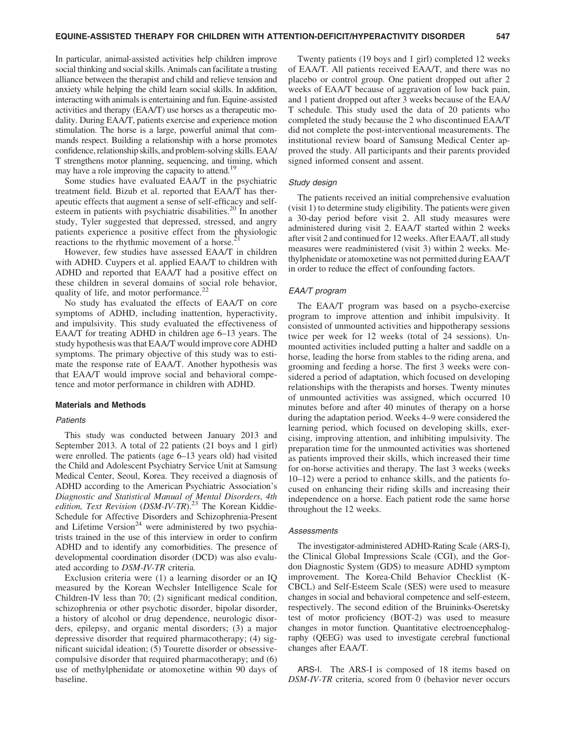In particular, animal-assisted activities help children improve social thinking and social skills. Animals can facilitate a trusting alliance between the therapist and child and relieve tension and anxiety while helping the child learn social skills. In addition, interacting with animals is entertaining and fun. Equine-assisted activities and therapy (EAA/T) use horses as a therapeutic modality. During EAA/T, patients exercise and experience motion stimulation. The horse is a large, powerful animal that commands respect. Building a relationship with a horse promotes confidence, relationship skills, and problem-solving skills. EAA/T strengthens motor planning, sequencing, and timing, which may have a role improving the capacity to attend.[19]

Some studies have evaluated EAA/T in the psychiatric treatment field. Bizub et al. reported that EAA/T has therapeutic effects that augment a sense of self-efficacy and self-esteem in patients with psychiatric disabilities.[20] In another study, Tyler suggested that depressed, stressed, and angry patients experience a positive effect from the physiologic reactions to the rhythmic movement of a horse.[21]

However, few studies have assessed EAA/T in children with ADHD. Cuypers et al. applied EAA/T to children with ADHD and reported that EAA/T had a positive effect on these children in several domains of social role behavior, quality of life, and motor performance.[22]

No study has evaluated the effects of EAA/T on core symptoms of ADHD, including inattention, hyperactivity, and impulsivity. This study evaluated the effectiveness of EAA/T for treating ADHD in children age 6–13 years. The study hypothesis was that EAA/T would improve core ADHD symptoms. The primary objective of this study was to estimate the response rate of EAA/T. Another hypothesis was that EAA/T would improve social and behavioral competence and motor performance in children with ADHD.

## Materials and Methods

### Patients

This study was conducted between January 2013 and September 2013. A total of 22 patients (21 boys and 1 girl) were enrolled. The patients (age 6–13 years old) had visited the Child and Adolescent Psychiatry Service Unit at Samsung Medical Center, Seoul, Korea. They received a diagnosis of ADHD according to the American Psychiatric Association's *Diagnostic and Statistical Manual of Mental Disorders*, *4th edition, Text Revision* (*DSM-IV-TR*).[23] The Korean Kiddie-Schedule for Affective Disorders and Schizophrenia-Present and Lifetime Version[24] were administered by two psychiatrists trained in the use of this interview in order to confirm ADHD and to identify any comorbidities. The presence of developmental coordination disorder (DCD) was also evaluated according to *DSM-IV-TR* criteria.

Exclusion criteria were (1) a learning disorder or an IQ measured by the Korean Wechsler Intelligence Scale for Children-IV less than 70; (2) significant medical condition, schizophrenia or other psychotic disorder, bipolar disorder, a history of alcohol or drug dependence, neurologic disorders, epilepsy, and organic mental disorders; (3) a major depressive disorder that required pharmacotherapy; (4) significant suicidal ideation; (5) Tourette disorder or obsessive-compulsive disorder that required pharmacotherapy; and (6) use of methylphenidate or atomoxetine within 90 days of baseline.

Twenty patients (19 boys and 1 girl) completed 12 weeks of EAA/T. All patients received EAA/T, and there was no placebo or control group. One patient dropped out after 2 weeks of EAA/T because of aggravation of low back pain, and 1 patient dropped out after 3 weeks because of the EAA/T schedule. This study used the data of 20 patients who completed the study because the 2 who discontinued EAA/T did not complete the post-interventional measurements. The institutional review board of Samsung Medical Center approved the study. All participants and their parents provided signed informed consent and assent.

### Study design

The patients received an initial comprehensive evaluation (visit 1) to determine study eligibility. The patients were given a 30-day period before visit 2. All study measures were administered during visit 2. EAA/T started within 2 weeks after visit 2 and continued for 12 weeks. After EAA/T, all study measures were readministered (visit 3) within 2 weeks. Methylphenidate or atomoxetine was not permitted during EAA/T in order to reduce the effect of confounding factors.

### EAA/T program

The EAA/T program was based on a psycho-exercise program to improve attention and inhibit impulsivity. It consisted of unmounted activities and hippotherapy sessions twice per week for 12 weeks (total of 24 sessions). Unmounted activities included putting a halter and saddle on a horse, leading the horse from stables to the riding arena, and grooming and feeding a horse. The first 3 weeks were considered a period of adaptation, which focused on developing relationships with the therapists and horses. Twenty minutes of unmounted activities was assigned, which occurred 10 minutes before and after 40 minutes of therapy on a horse during the adaptation period. Weeks 4–9 were considered the learning period, which focused on developing skills, exercising, improving attention, and inhibiting impulsivity. The preparation time for the unmounted activities was shortened as patients improved their skills, which increased their time for on-horse activities and therapy. The last 3 weeks (weeks 10–12) were a period to enhance skills, and the patients focused on enhancing their riding skills and increasing their independence on a horse. Each patient rode the same horse throughout the 12 weeks.

### Assessments

The investigator-administered ADHD-Rating Scale (ARS-I), the Clinical Global Impressions Scale (CGI), and the Gordon Diagnostic System (GDS) to measure ADHD symptom improvement. The Korea-Child Behavior Checklist (K-CBCL) and Self-Esteem Scale (SES) were used to measure changes in social and behavioral competence and self-esteem, respectively. The second edition of the Bruininks-Oseretsky test of motor proficiency (BOT-2) was used to measure changes in motor function. Quantitative electroencephalography (QEEG) was used to investigate cerebral functional changes after EAA/T.

ARS-I. The ARS-I is composed of 18 items based on *DSM-IV-TR* criteria, scored from 0 (behavior never occurs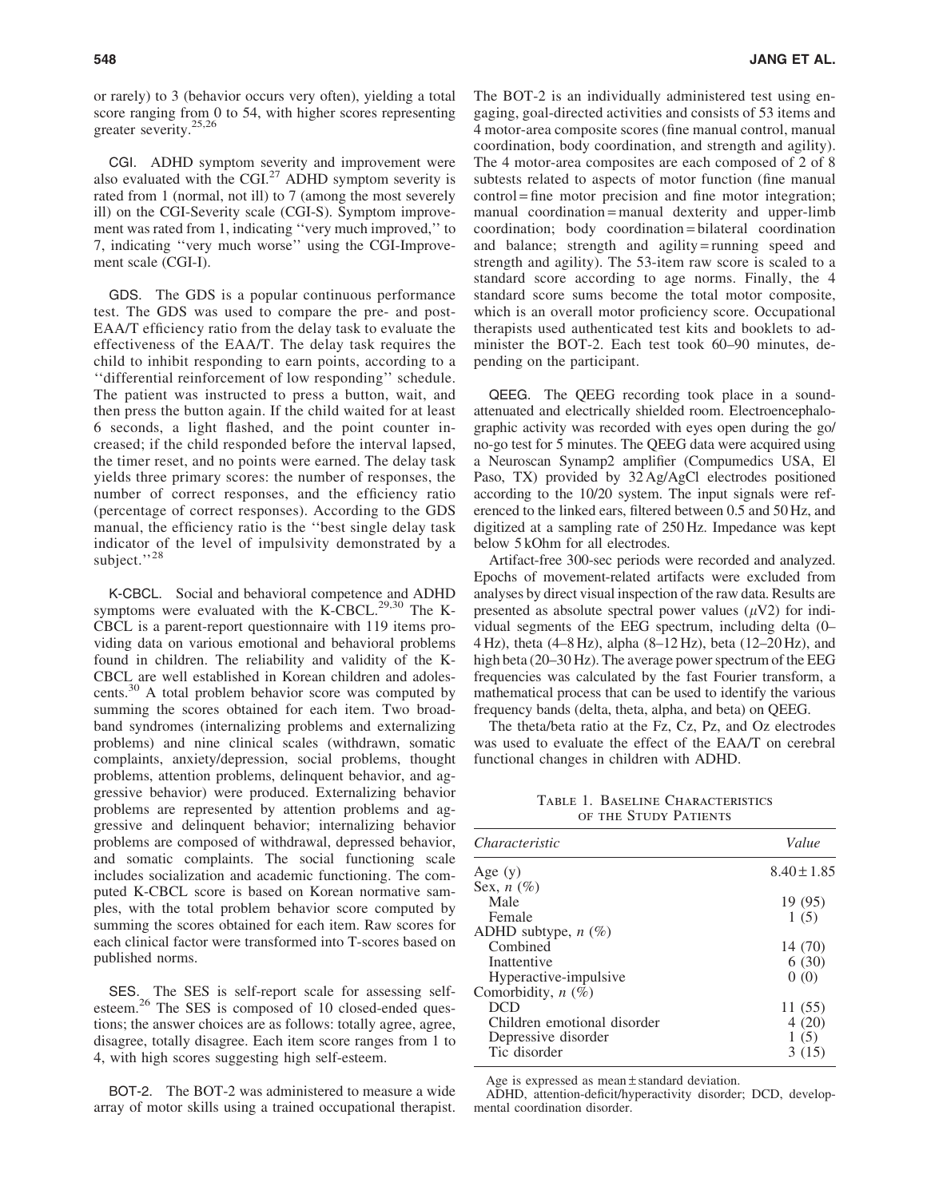or rarely) to 3 (behavior occurs very often), yielding a total score ranging from 0 to 54, with higher scores representing greater severity.[25,26]

**CGI.** ADHD symptom severity and improvement were also evaluated with the CGI.[27] ADHD symptom severity is rated from 1 (normal, not ill) to 7 (among the most severely ill) on the CGI-Severity scale (CGI-S). Symptom improvement was rated from 1, indicating ''very much improved,'' to 7, indicating ''very much worse'' using the CGI-Improvement scale (CGI-I).

**GDS.** The GDS is a popular continuous performance test. The GDS was used to compare the pre- and post-EAA/T efficiency ratio from the delay task to evaluate the effectiveness of the EAA/T. The delay task requires the child to inhibit responding to earn points, according to a ''differential reinforcement of low responding'' schedule. The patient was instructed to press a button, wait, and then press the button again. If the child waited for at least 6 seconds, a light flashed, and the point counter increased; if the child responded before the interval lapsed, the timer reset, and no points were earned. The delay task yields three primary scores: the number of responses, the number of correct responses, and the efficiency ratio (percentage of correct responses). According to the GDS manual, the efficiency ratio is the ''best single delay task indicator of the level of impulsivity demonstrated by a subject.''[28]

**K-CBCL.** Social and behavioral competence and ADHD symptoms were evaluated with the K-CBCL.[29,30] The K-CBCL is a parent-report questionnaire with 119 items providing data on various emotional and behavioral problems found in children. The reliability and validity of the K-CBCL are well established in Korean children and adolescents.[30] A total problem behavior score was computed by summing the scores obtained for each item. Two broadband syndromes (internalizing problems and externalizing problems) and nine clinical scales (withdrawn, somatic complaints, anxiety/depression, social problems, thought problems, attention problems, delinquent behavior, and aggressive behavior) were produced. Externalizing behavior problems are represented by attention problems and aggressive and delinquent behavior; internalizing behavior problems are composed of withdrawal, depressed behavior, and somatic complaints. The social functioning scale includes socialization and academic functioning. The computed K-CBCL score is based on Korean normative samples, with the total problem behavior score computed by summing the scores obtained for each item. Raw scores for each clinical factor were transformed into T-scores based on published norms.

**SES.** The SES is self-report scale for assessing self-esteem.[26] The SES is composed of 10 closed-ended questions; the answer choices are as follows: totally agree, agree, disagree, totally disagree. Each item score ranges from 1 to 4, with high scores suggesting high self-esteem.

**BOT-2.** The BOT-2 was administered to measure a wide array of motor skills using a trained occupational therapist. The BOT-2 is an individually administered test using engaging, goal-directed activities and consists of 53 items and 4 motor-area composite scores (fine manual control, manual coordination, body coordination, and strength and agility). The 4 motor-area composites are each composed of 2 of 8 subtests related to aspects of motor function (fine manual control = fine motor precision and fine motor integration; manual coordination = manual dexterity and upper-limb coordination; body coordination = bilateral coordination and balance; strength and agility = running speed and strength and agility). The 53-item raw score is scaled to a standard score according to age norms. Finally, the 4 standard score sums become the total motor composite, which is an overall motor proficiency score. Occupational therapists used authenticated test kits and booklets to administer the BOT-2. Each test took 60–90 minutes, depending on the participant.

**QEEG.** The QEEG recording took place in a sound-attenuated and electrically shielded room. Electroencephalographic activity was recorded with eyes open during the go/no-go test for 5 minutes. The QEEG data were acquired using a Neuroscan Synamp2 amplifier (Compumedics USA, El Paso, TX) provided by 32 Ag/AgCl electrodes positioned according to the 10/20 system. The input signals were referenced to the linked ears, filtered between 0.5 and 50 Hz, and digitized at a sampling rate of 250 Hz. Impedance was kept below 5 kOhm for all electrodes.

Artifact-free 300-sec periods were recorded and analyzed. Epochs of movement-related artifacts were excluded from analyses by direct visual inspection of the raw data. Results are presented as absolute spectral power values ($\mu V2$) for individual segments of the EEG spectrum, including delta (0–4 Hz), theta (4–8 Hz), alpha (8–12 Hz), beta (12–20 Hz), and high beta (20–30 Hz). The average power spectrum of the EEG frequencies was calculated by the fast Fourier transform, a mathematical process that can be used to identify the various frequency bands (delta, theta, alpha, and beta) on QEEG.

The theta/beta ratio at the Fz, Cz, Pz, and Oz electrodes was used to evaluate the effect of the EAA/T on cerebral functional changes in children with ADHD.

Table 1. Baseline Characteristics of the Study Patients

| *Characteristic* | *Value* |
|---|---|
| Age (y) | 8.40 ± 1.85 |
| Sex, *n* (%) | |
| Male | 19 (95) |
| Female | 1 (5) |
| ADHD subtype, *n* (%) | |
| Combined | 14 (70) |
| Inattentive | 6 (30) |
| Hyperactive-impulsive | 0 (0) |
| Comorbidity, *n* (%) | |
| DCD | 11 (55) |
| Children emotional disorder | 4 (20) |
| Depressive disorder | 1 (5) |
| Tic disorder | 3 (15) |

Age is expressed as mean ± standard deviation.

ADHD, attention-deficit/hyperactivity disorder; DCD, developmental coordination disorder.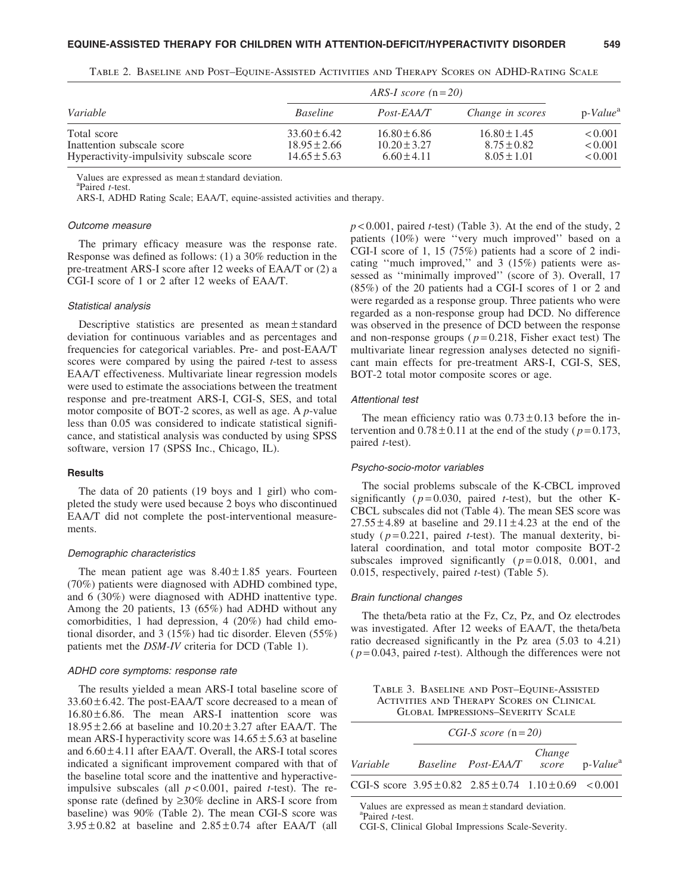Table 2. Baseline and Post–Equine-Assisted Activities and Therapy Scores on ADHD-Rating Scale

| *Variable* | *ARS-I score (n = 20)* | | | p-*Value*[a] |
|---|---|---|---|---|
| | *Baseline* | *Post-EAA/T* | *Change in scores* | |
| Total score | 33.60 ± 6.42 | 16.80 ± 6.86 | 16.80 ± 1.45 | < 0.001 |
| Inattention subscale score | 18.95 ± 2.66 | 10.20 ± 3.27 | 8.75 ± 0.82 | < 0.001 |
| Hyperactivity-impulsivity subscale score | 14.65 ± 5.63 | 6.60 ± 4.11 | 8.05 ± 1.01 | < 0.001 |

Values are expressed as mean ± standard deviation.
[a]Paired *t*-test.
ARS-I, ADHD Rating Scale; EAA/T, equine-assisted activities and therapy.

#### Outcome measure

The primary efficacy measure was the response rate. Response was defined as follows: (1) a 30% reduction in the pre-treatment ARS-I score after 12 weeks of EAA/T or (2) a CGI-I score of 1 or 2 after 12 weeks of EAA/T.

#### Statistical analysis

Descriptive statistics are presented as mean ± standard deviation for continuous variables and as percentages and frequencies for categorical variables. Pre- and post-EAA/T scores were compared by using the paired *t*-test to assess EAA/T effectiveness. Multivariate linear regression models were used to estimate the associations between the treatment response and pre-treatment ARS-I, CGI-S, SES, and total motor composite of BOT-2 scores, as well as age. A *p*-value less than 0.05 was considered to indicate statistical significance, and statistical analysis was conducted by using SPSS software, version 17 (SPSS Inc., Chicago, IL).

### Results

The data of 20 patients (19 boys and 1 girl) who completed the study were used because 2 boys who discontinued EAA/T did not complete the post-interventional measurements.

#### Demographic characteristics

The mean patient age was 8.40 ± 1.85 years. Fourteen (70%) patients were diagnosed with ADHD combined type, and 6 (30%) were diagnosed with ADHD inattentive type. Among the 20 patients, 13 (65%) had ADHD without any comorbidities, 1 had depression, 4 (20%) had child emotional disorder, and 3 (15%) had tic disorder. Eleven (55%) patients met the *DSM-IV* criteria for DCD (Table 1).

#### ADHD core symptoms: response rate

The results yielded a mean ARS-I total baseline score of 33.60 ± 6.42. The post-EAA/T score decreased to a mean of 16.80 ± 6.86. The mean ARS-I inattention score was 18.95 ± 2.66 at baseline and 10.20 ± 3.27 after EAA/T. The mean ARS-I hyperactivity score was 14.65 ± 5.63 at baseline and 6.60 ± 4.11 after EAA/T. Overall, the ARS-I total scores indicated a significant improvement compared with that of the baseline total score and the inattentive and hyperactive-impulsive subscales (all $p < 0.001$, paired *t*-test). The response rate (defined by ≥30% decline in ARS-I score from baseline) was 90% (Table 2). The mean CGI-S score was 3.95 ± 0.82 at baseline and 2.85 ± 0.74 after EAA/T (all $p < 0.001$, paired *t*-test) (Table 3). At the end of the study, 2 patients (10%) were "very much improved" based on a CGI-I score of 1, 15 (75%) patients had a score of 2 indicating "much improved," and 3 (15%) patients were assessed as "minimally improved" (score of 3). Overall, 17 (85%) of the 20 patients had a CGI-I scores of 1 or 2 and were regarded as a response group. Three patients who were regarded as a non-response group had DCD. No difference was observed in the presence of DCD between the response and non-response groups ($p = 0.218$, Fisher exact test) The multivariate linear regression analyses detected no significant main effects for pre-treatment ARS-I, CGI-S, SES, BOT-2 total motor composite scores or age.

#### Attentional test

The mean efficiency ratio was 0.73 ± 0.13 before the intervention and 0.78 ± 0.11 at the end of the study ($p = 0.173$, paired *t*-test).

#### Psycho-socio-motor variables

The social problems subscale of the K-CBCL improved significantly ($p = 0.030$, paired *t*-test), but the other K-CBCL subscales did not (Table 4). The mean SES score was 27.55 ± 4.89 at baseline and 29.11 ± 4.23 at the end of the study ($p = 0.221$, paired *t*-test). The manual dexterity, bilateral coordination, and total motor composite BOT-2 subscales improved significantly ($p = 0.018$, 0.001, and 0.015, respectively, paired *t*-test) (Table 5).

#### Brain functional changes

The theta/beta ratio at the Fz, Cz, Pz, and Oz electrodes was investigated. After 12 weeks of EAA/T, the theta/beta ratio decreased significantly in the Pz area (5.03 to 4.21) ($p = 0.043$, paired *t*-test). Although the differences were not

Table 3. Baseline and Post–Equine-Assisted Activities and Therapy Scores on Clinical Global Impressions–Severity Scale

| *Variable* | *CGI-S score (n = 20)* | | | p-*Value*[a] |
|---|---|---|---|---|
| | *Baseline* | *Post-EAA/T* | *Change score* | |
| CGI-S score | 3.95 ± 0.82 | 2.85 ± 0.74 | 1.10 ± 0.69 | < 0.001 |

Values are expressed as mean ± standard deviation.
[a]Paired *t*-test.
CGI-S, Clinical Global Impressions Scale-Severity.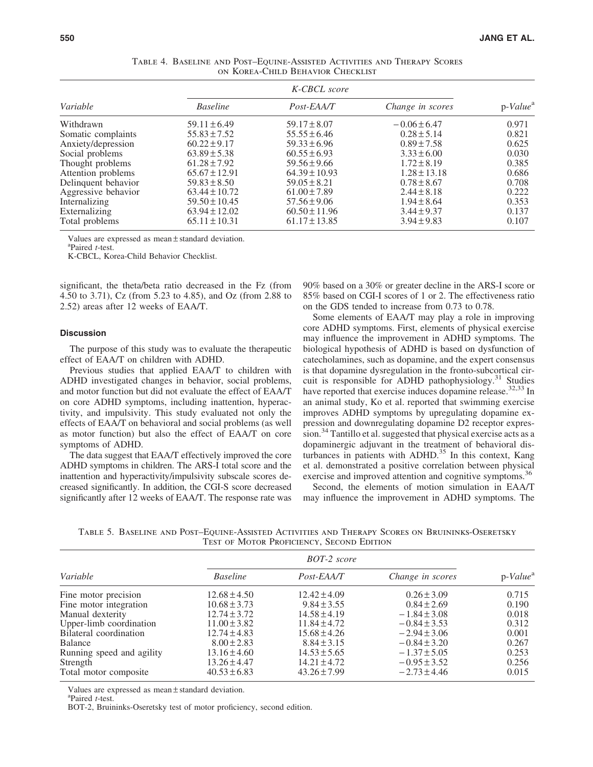Table 4. Baseline and Post–Equine-Assisted Activities and Therapy Scores on Korea-Child Behavior Checklist

| Variable | K-CBCL score | | | p-*Value*[a] |
|---|---|---|---|---|
| | *Baseline* | *Post-EAA/T* | *Change in scores* | |
| Withdrawn | 59.11 ± 6.49 | 59.17 ± 8.07 | −0.06 ± 6.47 | 0.971 |
| Somatic complaints | 55.83 ± 7.52 | 55.55 ± 6.46 | 0.28 ± 5.14 | 0.821 |
| Anxiety/depression | 60.22 ± 9.17 | 59.33 ± 6.96 | 0.89 ± 7.58 | 0.625 |
| Social problems | 63.89 ± 5.38 | 60.55 ± 6.93 | 3.33 ± 6.00 | 0.030 |
| Thought problems | 61.28 ± 7.92 | 59.56 ± 9.66 | 1.72 ± 8.19 | 0.385 |
| Attention problems | 65.67 ± 12.91 | 64.39 ± 10.93 | 1.28 ± 13.18 | 0.686 |
| Delinquent behavior | 59.83 ± 8.50 | 59.05 ± 8.21 | 0.78 ± 8.67 | 0.708 |
| Aggressive behavior | 63.44 ± 10.72 | 61.00 ± 7.89 | 2.44 ± 8.18 | 0.222 |
| Internalizing | 59.50 ± 10.45 | 57.56 ± 9.06 | 1.94 ± 8.64 | 0.353 |
| Externalizing | 63.94 ± 12.02 | 60.50 ± 11.96 | 3.44 ± 9.37 | 0.137 |
| Total problems | 65.11 ± 10.31 | 61.17 ± 13.85 | 3.94 ± 9.83 | 0.107 |

Values are expressed as mean ± standard deviation.
[a]Paired *t*-test.
K-CBCL, Korea-Child Behavior Checklist.

significant, the theta/beta ratio decreased in the Fz (from 4.50 to 3.71), Cz (from 5.23 to 4.85), and Oz (from 2.88 to 2.52) areas after 12 weeks of EAA/T.

## Discussion

The purpose of this study was to evaluate the therapeutic effect of EAA/T on children with ADHD.

Previous studies that applied EAA/T to children with ADHD investigated changes in behavior, social problems, and motor function but did not evaluate the effect of EAA/T on core ADHD symptoms, including inattention, hyperactivity, and impulsivity. This study evaluated not only the effects of EAA/T on behavioral and social problems (as well as motor function) but also the effect of EAA/T on core symptoms of ADHD.

The data suggest that EAA/T effectively improved the core ADHD symptoms in children. The ARS-I total score and the inattention and hyperactivity/impulsivity subscale scores decreased significantly. In addition, the CGI-S score decreased significantly after 12 weeks of EAA/T. The response rate was 90% based on a 30% or greater decline in the ARS-I score or 85% based on CGI-I scores of 1 or 2. The effectiveness ratio on the GDS tended to increase from 0.73 to 0.78.

Some elements of EAA/T may play a role in improving core ADHD symptoms. First, elements of physical exercise may influence the improvement in ADHD symptoms. The biological hypothesis of ADHD is based on dysfunction of catecholamines, such as dopamine, and the expert consensus is that dopamine dysregulation in the fronto-subcortical circuit is responsible for ADHD pathophysiology.[31] Studies have reported that exercise induces dopamine release.[32,33] In an animal study, Ko et al. reported that swimming exercise improves ADHD symptoms by upregulating dopamine expression and downregulating dopamine D2 receptor expression.[34] Tantillo et al. suggested that physical exercise acts as a dopaminergic adjuvant in the treatment of behavioral disturbances in patients with ADHD.[35] In this context, Kang et al. demonstrated a positive correlation between physical exercise and improved attention and cognitive symptoms.[36]

Second, the elements of motion simulation in EAA/T may influence the improvement in ADHD symptoms. The

Table 5. Baseline and Post–Equine-Assisted Activities and Therapy Scores on Bruininks-Oseretsky Test of Motor Proficiency, Second Edition

| Variable | BOT-2 score | | | p-*Value*[a] |
|---|---|---|---|---|
| | *Baseline* | *Post-EAA/T* | *Change in scores* | |
| Fine motor precision | 12.68 ± 4.50 | 12.42 ± 4.09 | 0.26 ± 3.09 | 0.715 |
| Fine motor integration | 10.68 ± 3.73 | 9.84 ± 3.55 | 0.84 ± 2.69 | 0.190 |
| Manual dexterity | 12.74 ± 3.72 | 14.58 ± 4.19 | −1.84 ± 3.08 | 0.018 |
| Upper-limb coordination | 11.00 ± 3.82 | 11.84 ± 4.72 | −0.84 ± 3.53 | 0.312 |
| Bilateral coordination | 12.74 ± 4.83 | 15.68 ± 4.26 | −2.94 ± 3.06 | 0.001 |
| Balance | 8.00 ± 2.83 | 8.84 ± 3.15 | −0.84 ± 3.20 | 0.267 |
| Running speed and agility | 13.16 ± 4.60 | 14.53 ± 5.65 | −1.37 ± 5.05 | 0.253 |
| Strength | 13.26 ± 4.47 | 14.21 ± 4.72 | −0.95 ± 3.52 | 0.256 |
| Total motor composite | 40.53 ± 6.83 | 43.26 ± 7.99 | −2.73 ± 4.46 | 0.015 |

Values are expressed as mean ± standard deviation.
[a]Paired *t*-test.
BOT-2, Bruininks-Oseretsky test of motor proficiency, second edition.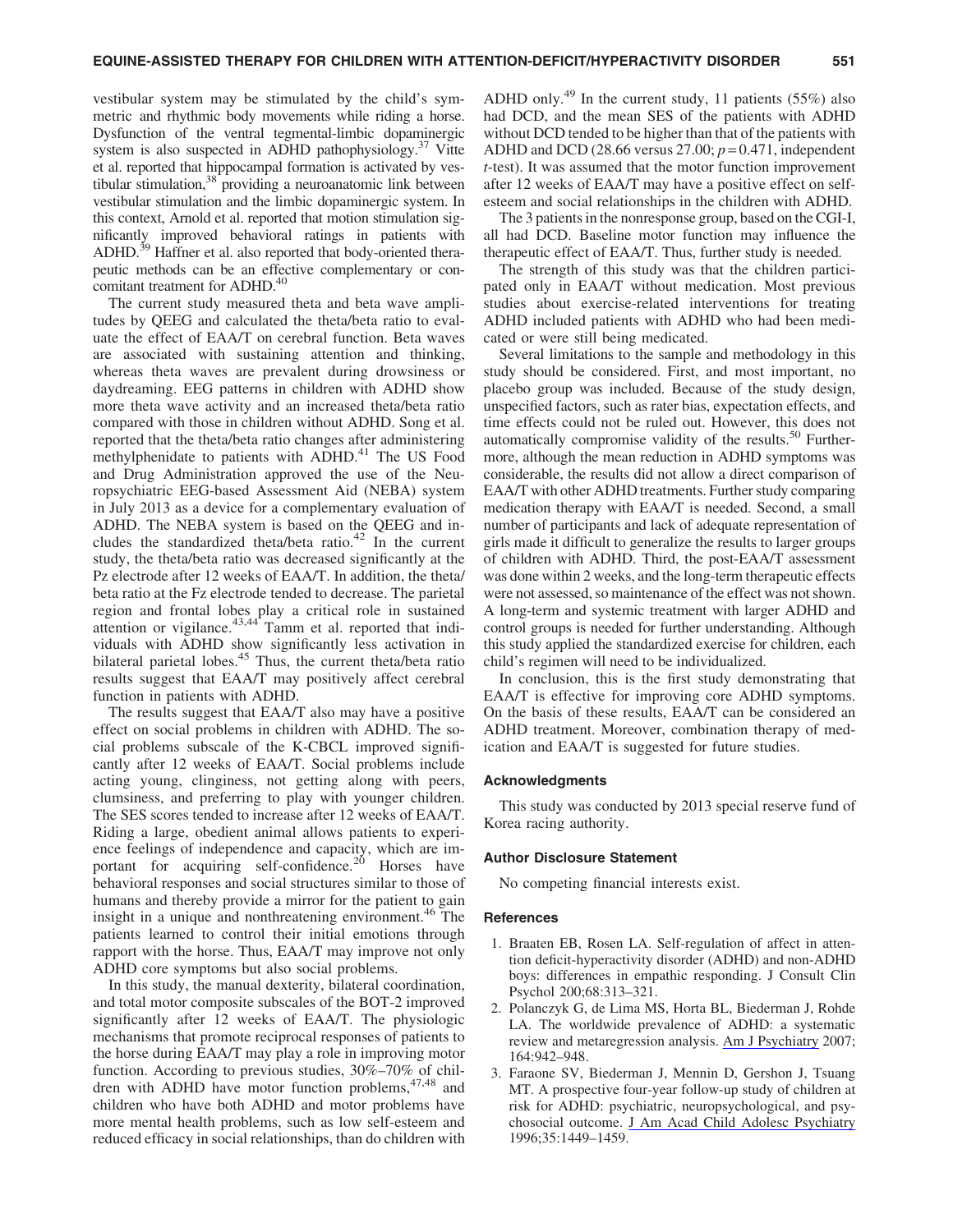vestibular system may be stimulated by the child's symmetric and rhythmic body movements while riding a horse. Dysfunction of the ventral tegmental-limbic dopaminergic system is also suspected in ADHD pathophysiology.[37] Vitte et al. reported that hippocampal formation is activated by vestibular stimulation,[38] providing a neuroanatomic link between vestibular stimulation and the limbic dopaminergic system. In this context, Arnold et al. reported that motion stimulation significantly improved behavioral ratings in patients with ADHD.[39] Haffner et al. also reported that body-oriented therapeutic methods can be an effective complementary or concomitant treatment for ADHD.[40]

The current study measured theta and beta wave amplitudes by QEEG and calculated the theta/beta ratio to evaluate the effect of EAA/T on cerebral function. Beta waves are associated with sustaining attention and thinking, whereas theta waves are prevalent during drowsiness or daydreaming. EEG patterns in children with ADHD show more theta wave activity and an increased theta/beta ratio compared with those in children without ADHD. Song et al. reported that the theta/beta ratio changes after administering methylphenidate to patients with ADHD.[41] The US Food and Drug Administration approved the use of the Neuropsychiatric EEG-based Assessment Aid (NEBA) system in July 2013 as a device for a complementary evaluation of ADHD. The NEBA system is based on the QEEG and includes the standardized theta/beta ratio.[42] In the current study, the theta/beta ratio was decreased significantly at the Pz electrode after 12 weeks of EAA/T. In addition, the theta/beta ratio at the Fz electrode tended to decrease. The parietal region and frontal lobes play a critical role in sustained attention or vigilance.[43,44] Tamm et al. reported that individuals with ADHD show significantly less activation in bilateral parietal lobes.[45] Thus, the current theta/beta ratio results suggest that EAA/T may positively affect cerebral function in patients with ADHD.

The results suggest that EAA/T also may have a positive effect on social problems in children with ADHD. The social problems subscale of the K-CBCL improved significantly after 12 weeks of EAA/T. Social problems include acting young, clinginess, not getting along with peers, clumsiness, and preferring to play with younger children. The SES scores tended to increase after 12 weeks of EAA/T. Riding a large, obedient animal allows patients to experience feelings of independence and capacity, which are important for acquiring self-confidence.[20] Horses have behavioral responses and social structures similar to those of humans and thereby provide a mirror for the patient to gain insight in a unique and nonthreatening environment.[46] The patients learned to control their initial emotions through rapport with the horse. Thus, EAA/T may improve not only ADHD core symptoms but also social problems.

In this study, the manual dexterity, bilateral coordination, and total motor composite subscales of the BOT-2 improved significantly after 12 weeks of EAA/T. The physiologic mechanisms that promote reciprocal responses of patients to the horse during EAA/T may play a role in improving motor function. According to previous studies, 30%–70% of children with ADHD have motor function problems,[47,48] and children who have both ADHD and motor problems have more mental health problems, such as low self-esteem and reduced efficacy in social relationships, than do children with ADHD only.[49] In the current study, 11 patients (55%) also had DCD, and the mean SES of the patients with ADHD without DCD tended to be higher than that of the patients with ADHD and DCD (28.66 versus 27.00; $p = 0.471$, independent $t$-test). It was assumed that the motor function improvement after 12 weeks of EAA/T may have a positive effect on self-esteem and social relationships in the children with ADHD.

The 3 patients in the nonresponse group, based on the CGI-I, all had DCD. Baseline motor function may influence the therapeutic effect of EAA/T. Thus, further study is needed.

The strength of this study was that the children participated only in EAA/T without medication. Most previous studies about exercise-related interventions for treating ADHD included patients with ADHD who had been medicated or were still being medicated.

Several limitations to the sample and methodology in this study should be considered. First, and most important, no placebo group was included. Because of the study design, unspecified factors, such as rater bias, expectation effects, and time effects could not be ruled out. However, this does not automatically compromise validity of the results.[50] Furthermore, although the mean reduction in ADHD symptoms was considerable, the results did not allow a direct comparison of EAA/T with other ADHD treatments. Further study comparing medication therapy with EAA/T is needed. Second, a small number of participants and lack of adequate representation of girls made it difficult to generalize the results to larger groups of children with ADHD. Third, the post-EAA/T assessment was done within 2 weeks, and the long-term therapeutic effects were not assessed, so maintenance of the effect was not shown. A long-term and systemic treatment with larger ADHD and control groups is needed for further understanding. Although this study applied the standardized exercise for children, each child's regimen will need to be individualized.

In conclusion, this is the first study demonstrating that EAA/T is effective for improving core ADHD symptoms. On the basis of these results, EAA/T can be considered an ADHD treatment. Moreover, combination therapy of medication and EAA/T is suggested for future studies.

## Acknowledgments

This study was conducted by 2013 special reserve fund of Korea racing authority.

## Author Disclosure Statement

No competing financial interests exist.

## References

1. Braaten EB, Rosen LA. Self-regulation of affect in attention deficit-hyperactivity disorder (ADHD) and non-ADHD boys: differences in empathic responding. J Consult Clin Psychol 200;68:313–321.
2. Polanczyk G, de Lima MS, Horta BL, Biederman J, Rohde LA. The worldwide prevalence of ADHD: a systematic review and metaregression analysis. Am J Psychiatry 2007; 164:942–948.
3. Faraone SV, Biederman J, Mennin D, Gershon J, Tsuang MT. A prospective four-year follow-up study of children at risk for ADHD: psychiatric, neuropsychological, and psychosocial outcome. J Am Acad Child Adolesc Psychiatry 1996;35:1449–1459.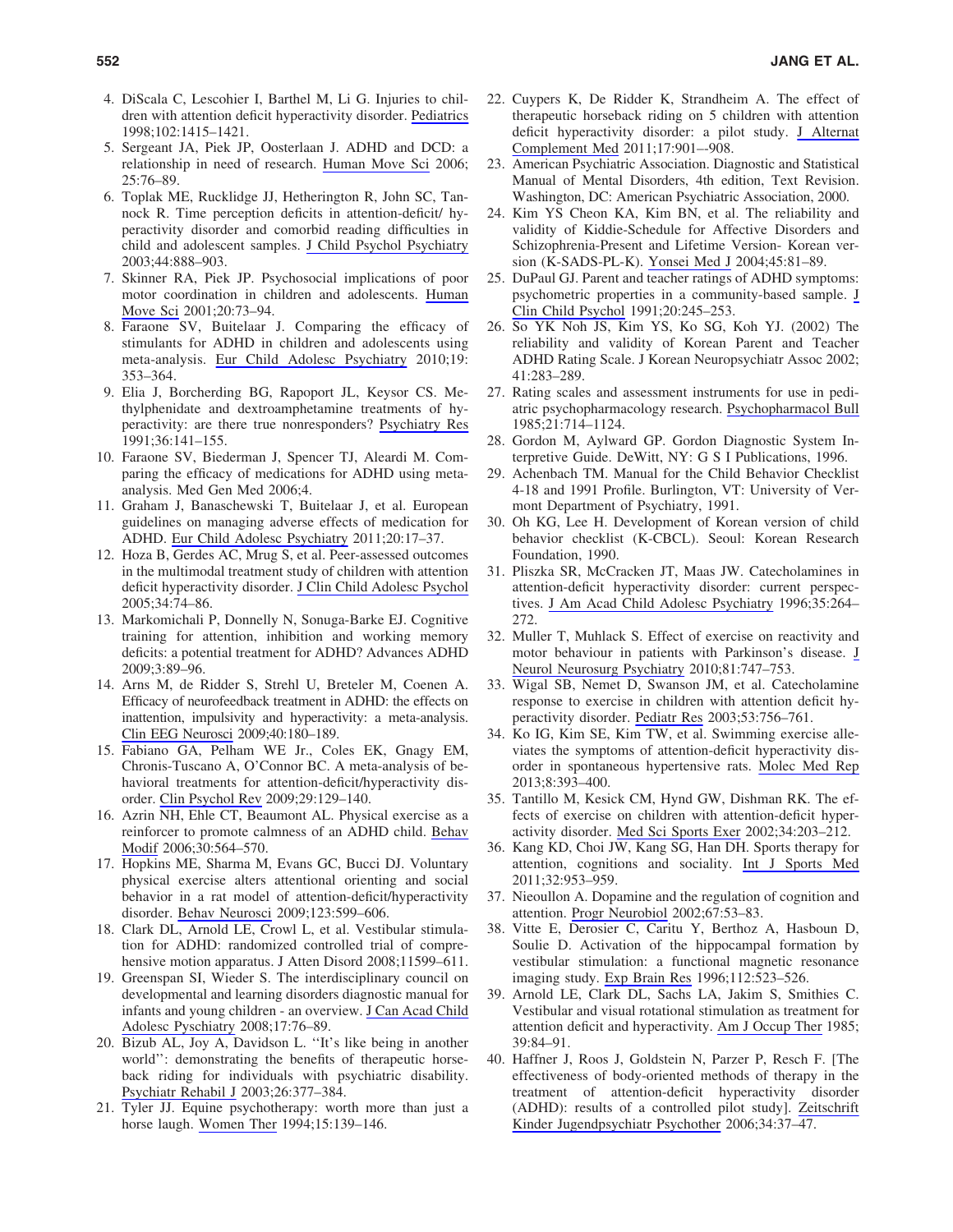4. DiScala C, Lescohier I, Barthel M, Li G. Injuries to children with attention deficit hyperactivity disorder. Pediatrics 1998;102:1415–1421.
5. Sergeant JA, Piek JP, Oosterlaan J. ADHD and DCD: a relationship in need of research. Human Move Sci 2006; 25:76–89.
6. Toplak ME, Rucklidge JJ, Hetherington R, John SC, Tannock R. Time perception deficits in attention-deficit/ hyperactivity disorder and comorbid reading difficulties in child and adolescent samples. J Child Psychol Psychiatry 2003;44:888–903.
7. Skinner RA, Piek JP. Psychosocial implications of poor motor coordination in children and adolescents. Human Move Sci 2001;20:73–94.
8. Faraone SV, Buitelaar J. Comparing the efficacy of stimulants for ADHD in children and adolescents using meta-analysis. Eur Child Adolesc Psychiatry 2010;19: 353–364.
9. Elia J, Borcherding BG, Rapoport JL, Keysor CS. Methylphenidate and dextroamphetamine treatments of hyperactivity: are there true nonresponders? Psychiatry Res 1991;36:141–155.
10. Faraone SV, Biederman J, Spencer TJ, Aleardi M. Comparing the efficacy of medications for ADHD using meta-analysis. Med Gen Med 2006;4.
11. Graham J, Banaschewski T, Buitelaar J, et al. European guidelines on managing adverse effects of medication for ADHD. Eur Child Adolesc Psychiatry 2011;20:17–37.
12. Hoza B, Gerdes AC, Mrug S, et al. Peer-assessed outcomes in the multimodal treatment study of children with attention deficit hyperactivity disorder. J Clin Child Adolesc Psychol 2005;34:74–86.
13. Markomichali P, Donnelly N, Sonuga-Barke EJ. Cognitive training for attention, inhibition and working memory deficits: a potential treatment for ADHD? Advances ADHD 2009;3:89–96.
14. Arns M, de Ridder S, Strehl U, Breteler M, Coenen A. Efficacy of neurofeedback treatment in ADHD: the effects on inattention, impulsivity and hyperactivity: a meta-analysis. Clin EEG Neurosci 2009;40:180–189.
15. Fabiano GA, Pelham WE Jr., Coles EK, Gnagy EM, Chronis-Tuscano A, O'Connor BC. A meta-analysis of behavioral treatments for attention-deficit/hyperactivity disorder. Clin Psychol Rev 2009;29:129–140.
16. Azrin NH, Ehle CT, Beaumont AL. Physical exercise as a reinforcer to promote calmness of an ADHD child. Behav Modif 2006;30:564–570.
17. Hopkins ME, Sharma M, Evans GC, Bucci DJ. Voluntary physical exercise alters attentional orienting and social behavior in a rat model of attention-deficit/hyperactivity disorder. Behav Neurosci 2009;123:599–606.
18. Clark DL, Arnold LE, Crowl L, et al. Vestibular stimulation for ADHD: randomized controlled trial of comprehensive motion apparatus. J Atten Disord 2008;11599–611.
19. Greenspan SI, Wieder S. The interdisciplinary council on developmental and learning disorders diagnostic manual for infants and young children - an overview. J Can Acad Child Adolesc Pyschiatry 2008;17:76–89.
20. Bizub AL, Joy A, Davidson L. ''It's like being in another world'': demonstrating the benefits of therapeutic horseback riding for individuals with psychiatric disability. Psychiatr Rehabil J 2003;26:377–384.
21. Tyler JJ. Equine psychotherapy: worth more than just a horse laugh. Women Ther 1994;15:139–146.
22. Cuypers K, De Ridder K, Strandheim A. The effect of therapeutic horseback riding on 5 children with attention deficit hyperactivity disorder: a pilot study. J Alternat Complement Med 2011;17:901–-908.
23. American Psychiatric Association. Diagnostic and Statistical Manual of Mental Disorders, 4th edition, Text Revision. Washington, DC: American Psychiatric Association, 2000.
24. Kim YS Cheon KA, Kim BN, et al. The reliability and validity of Kiddie-Schedule for Affective Disorders and Schizophrenia-Present and Lifetime Version- Korean version (K-SADS-PL-K). Yonsei Med J 2004;45:81–89.
25. DuPaul GJ. Parent and teacher ratings of ADHD symptoms: psychometric properties in a community-based sample. J Clin Child Psychol 1991;20:245–253.
26. So YK Noh JS, Kim YS, Ko SG, Koh YJ. (2002) The reliability and validity of Korean Parent and Teacher ADHD Rating Scale. J Korean Neuropsychiatr Assoc 2002; 41:283–289.
27. Rating scales and assessment instruments for use in pediatric psychopharmacology research. Psychopharmacol Bull 1985;21:714–1124.
28. Gordon M, Aylward GP. Gordon Diagnostic System Interpretive Guide. DeWitt, NY: G S I Publications, 1996.
29. Achenbach TM. Manual for the Child Behavior Checklist 4-18 and 1991 Profile. Burlington, VT: University of Vermont Department of Psychiatry, 1991.
30. Oh KG, Lee H. Development of Korean version of child behavior checklist (K-CBCL). Seoul: Korean Research Foundation, 1990.
31. Pliszka SR, McCracken JT, Maas JW. Catecholamines in attention-deficit hyperactivity disorder: current perspectives. J Am Acad Child Adolesc Psychiatry 1996;35:264–272.
32. Muller T, Muhlack S. Effect of exercise on reactivity and motor behaviour in patients with Parkinson's disease. J Neurol Neurosurg Psychiatry 2010;81:747–753.
33. Wigal SB, Nemet D, Swanson JM, et al. Catecholamine response to exercise in children with attention deficit hyperactivity disorder. Pediatr Res 2003;53:756–761.
34. Ko IG, Kim SE, Kim TW, et al. Swimming exercise alleviates the symptoms of attention-deficit hyperactivity disorder in spontaneous hypertensive rats. Molec Med Rep 2013;8:393–400.
35. Tantillo M, Kesick CM, Hynd GW, Dishman RK. The effects of exercise on children with attention-deficit hyperactivity disorder. Med Sci Sports Exer 2002;34:203–212.
36. Kang KD, Choi JW, Kang SG, Han DH. Sports therapy for attention, cognitions and sociality. Int J Sports Med 2011;32:953–959.
37. Nieoullon A. Dopamine and the regulation of cognition and attention. Progr Neurobiol 2002;67:53–83.
38. Vitte E, Derosier C, Caritu Y, Berthoz A, Hasboun D, Soulie D. Activation of the hippocampal formation by vestibular stimulation: a functional magnetic resonance imaging study. Exp Brain Res 1996;112:523–526.
39. Arnold LE, Clark DL, Sachs LA, Jakim S, Smithies C. Vestibular and visual rotational stimulation as treatment for attention deficit and hyperactivity. Am J Occup Ther 1985; 39:84–91.
40. Haffner J, Roos J, Goldstein N, Parzer P, Resch F. [The effectiveness of body-oriented methods of therapy in the treatment of attention-deficit hyperactivity disorder (ADHD): results of a controlled pilot study]. Zeitschrift Kinder Jugendpsychiatr Psychother 2006;34:37–47.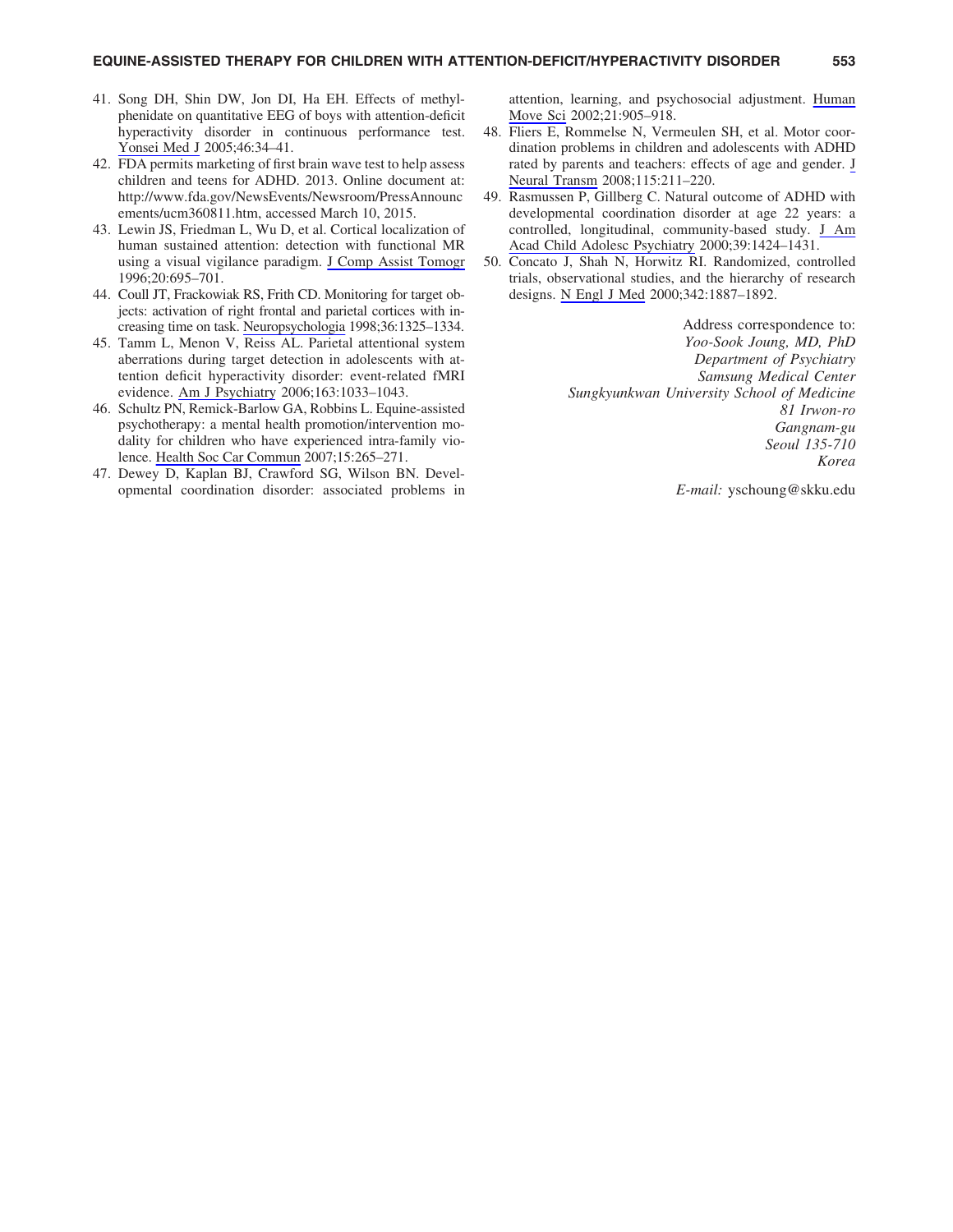41. Song DH, Shin DW, Jon DI, Ha EH. Effects of methylphenidate on quantitative EEG of boys with attention-deficit hyperactivity disorder in continuous performance test. Yonsei Med J 2005;46:34–41.
42. FDA permits marketing of first brain wave test to help assess children and teens for ADHD. 2013. Online document at: http://www.fda.gov/NewsEvents/Newsroom/PressAnnouncements/ucm360811.htm, accessed March 10, 2015.
43. Lewin JS, Friedman L, Wu D, et al. Cortical localization of human sustained attention: detection with functional MR using a visual vigilance paradigm. J Comp Assist Tomogr 1996;20:695–701.
44. Coull JT, Frackowiak RS, Frith CD. Monitoring for target objects: activation of right frontal and parietal cortices with increasing time on task. Neuropsychologia 1998;36:1325–1334.
45. Tamm L, Menon V, Reiss AL. Parietal attentional system aberrations during target detection in adolescents with attention deficit hyperactivity disorder: event-related fMRI evidence. Am J Psychiatry 2006;163:1033–1043.
46. Schultz PN, Remick-Barlow GA, Robbins L. Equine-assisted psychotherapy: a mental health promotion/intervention modality for children who have experienced intra-family violence. Health Soc Car Commun 2007;15:265–271.
47. Dewey D, Kaplan BJ, Crawford SG, Wilson BN. Developmental coordination disorder: associated problems in attention, learning, and psychosocial adjustment. Human Move Sci 2002;21:905–918.
48. Fliers E, Rommelse N, Vermeulen SH, et al. Motor coordination problems in children and adolescents with ADHD rated by parents and teachers: effects of age and gender. J Neural Transm 2008;115:211–220.
49. Rasmussen P, Gillberg C. Natural outcome of ADHD with developmental coordination disorder at age 22 years: a controlled, longitudinal, community-based study. J Am Acad Child Adolesc Psychiatry 2000;39:1424–1431.
50. Concato J, Shah N, Horwitz RI. Randomized, controlled trials, observational studies, and the hierarchy of research designs. N Engl J Med 2000;342:1887–1892.

Address correspondence to:
*Yoo-Sook Joung, MD, PhD*
*Department of Psychiatry*
*Samsung Medical Center*
*Sungkyunkwan University School of Medicine*
*81 Irwon-ro*
*Gangnam-gu*
*Seoul 135-710*
*Korea*

*E-mail:* yschoung@skku.edu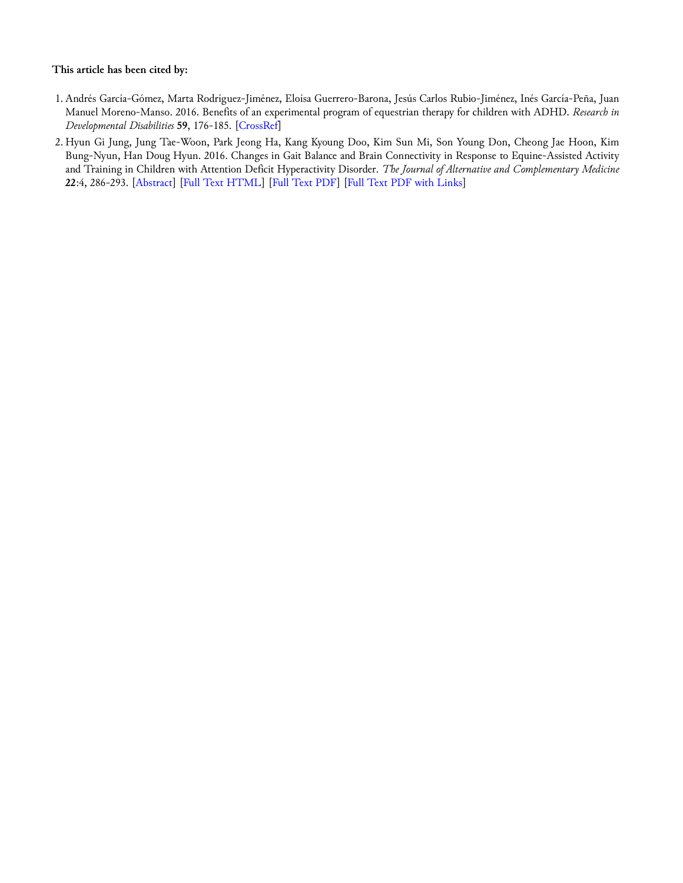**This article has been cited by:**

1. Andrés García-Gómez, Marta Rodríguez-Jiménez, Eloísa Guerrero-Barona, Jesús Carlos Rubio-Jiménez, Inés García-Peña, Juan Manuel Moreno-Manso. 2016. Benefits of an experimental program of equestrian therapy for children with ADHD. *Research in Developmental Disabilities* **59**, 176-185. [CrossRef]
2. Hyun Gi Jung, Jung Tae-Woon, Park Jeong Ha, Kang Kyoung Doo, Kim Sun Mi, Son Young Don, Cheong Jae Hoon, Kim Bung-Nyun, Han Doug Hyun. 2016. Changes in Gait Balance and Brain Connectivity in Response to Equine-Assisted Activity and Training in Children with Attention Deficit Hyperactivity Disorder. *The Journal of Alternative and Complementary Medicine* **22**:4, 286-293. [Abstract] [Full Text HTML] [Full Text PDF] [Full Text PDF with Links]